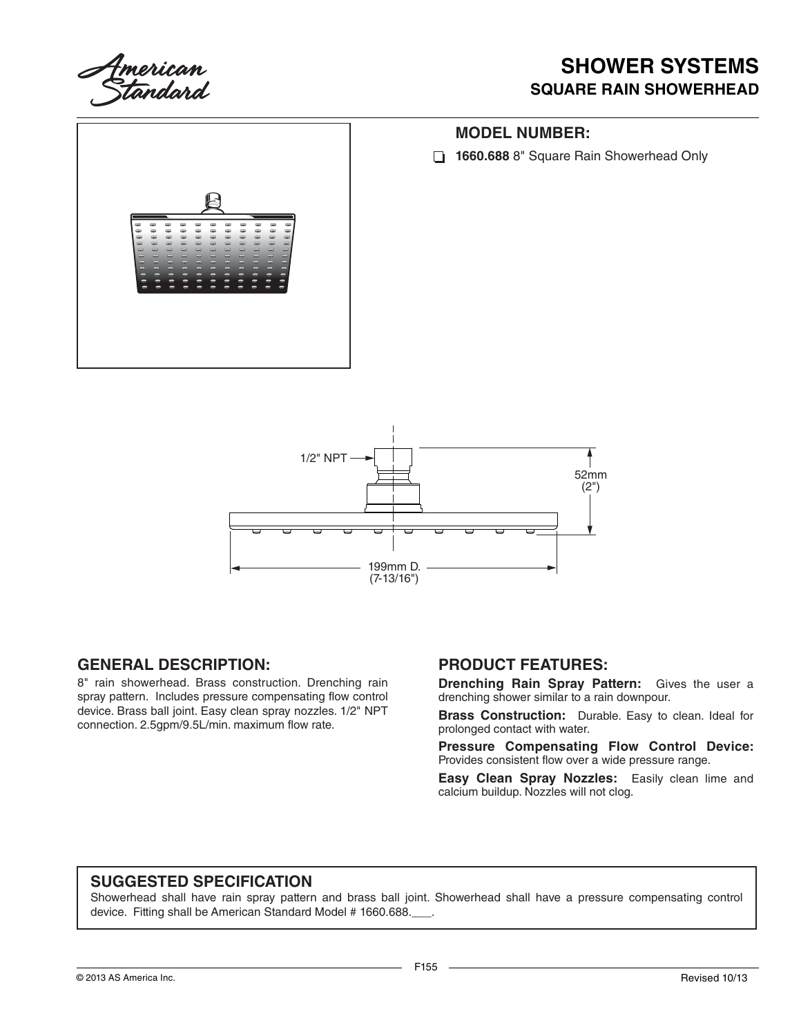# SHOWER SYSTEMS

## SQUARE RAIN SHOWERHEAD

### MODEL NUMBER:

- ❑ **1660.688** 8" Square Rain Showerhead Only

1/2" NPT

52mm (2")

199mm D. (7-13/16")

### GENERAL DESCRIPTION:

8" rain showerhead. Brass construction. Drenching rain spray pattern. Includes pressure compensating flow control device. Brass ball joint. Easy clean spray nozzles. 1/2" NPT connection. 2.5gpm/9.5L/min. maximum flow rate.

### PRODUCT FEATURES:

**Drenching Rain Spray Pattern:** Gives the user a drenching shower similar to a rain downpour.

**Brass Construction:** Durable. Easy to clean. Ideal for prolonged contact with water.

**Pressure Compensating Flow Control Device:** Provides consistent flow over a wide pressure range.

**Easy Clean Spray Nozzles:** Easily clean lime and calcium buildup. Nozzles will not clog.

### SUGGESTED SPECIFICATION

Showerhead shall have rain spray pattern and brass ball joint. Showerhead shall have a pressure compensating control device. Fitting shall be American Standard Model # 1660.688.___.

F155

© 2013 AS America Inc.

Revised 10/13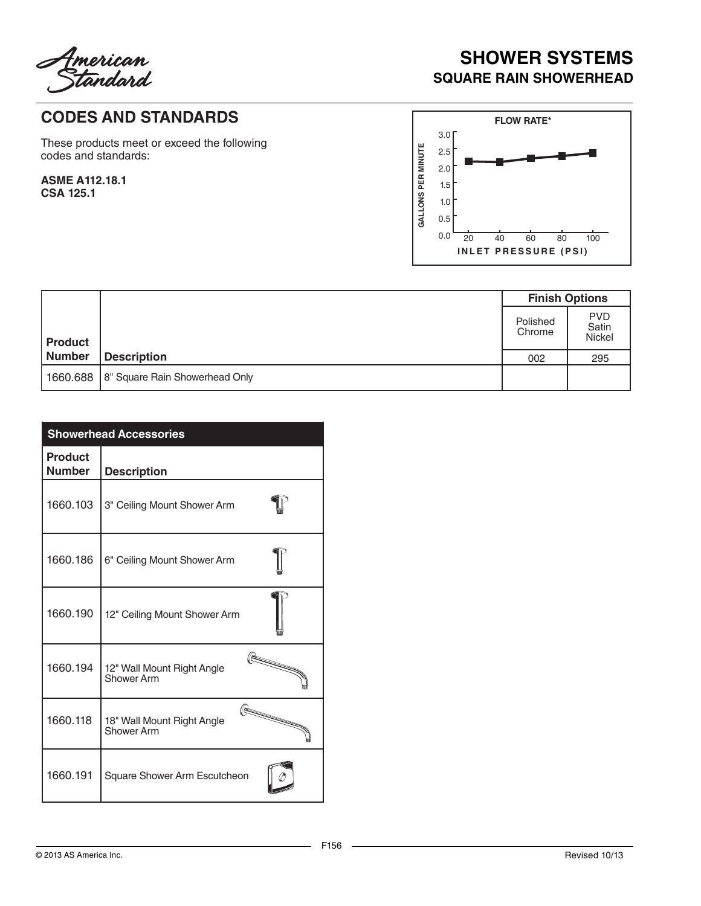# SHOWER SYSTEMS
## SQUARE RAIN SHOWERHEAD

## CODES AND STANDARDS

These products meet or exceed the following codes and standards:

**ASME A112.18.1**
**CSA 125.1**

FLOW RATE*

GALLONS PER MINUTE

3.0
2.5
2.0
1.5
1.0
0.5
0.0

20 40 60 80 100

INLET PRESSURE (PSI)

| Product Number | Description | Finish Options | |
|---|---|---|---|
| | | Polished Chrome | PVD Satin Nickel |
| | | 002 | 295 |
| 1660.688 | 8" Square Rain Showerhead Only | | |

| Showerhead Accessories | |
|---|---|
| **Product Number** | **Description** |
| 1660.103 | 3" Ceiling Mount Shower Arm |
| 1660.186 | 6" Ceiling Mount Shower Arm |
| 1660.190 | 12" Ceiling Mount Shower Arm |
| 1660.194 | 12" Wall Mount Right Angle Shower Arm |
| 1660.118 | 18" Wall Mount Right Angle Shower Arm |
| 1660.191 | Square Shower Arm Escutcheon |

F156

© 2013 AS America Inc. Revised 10/13